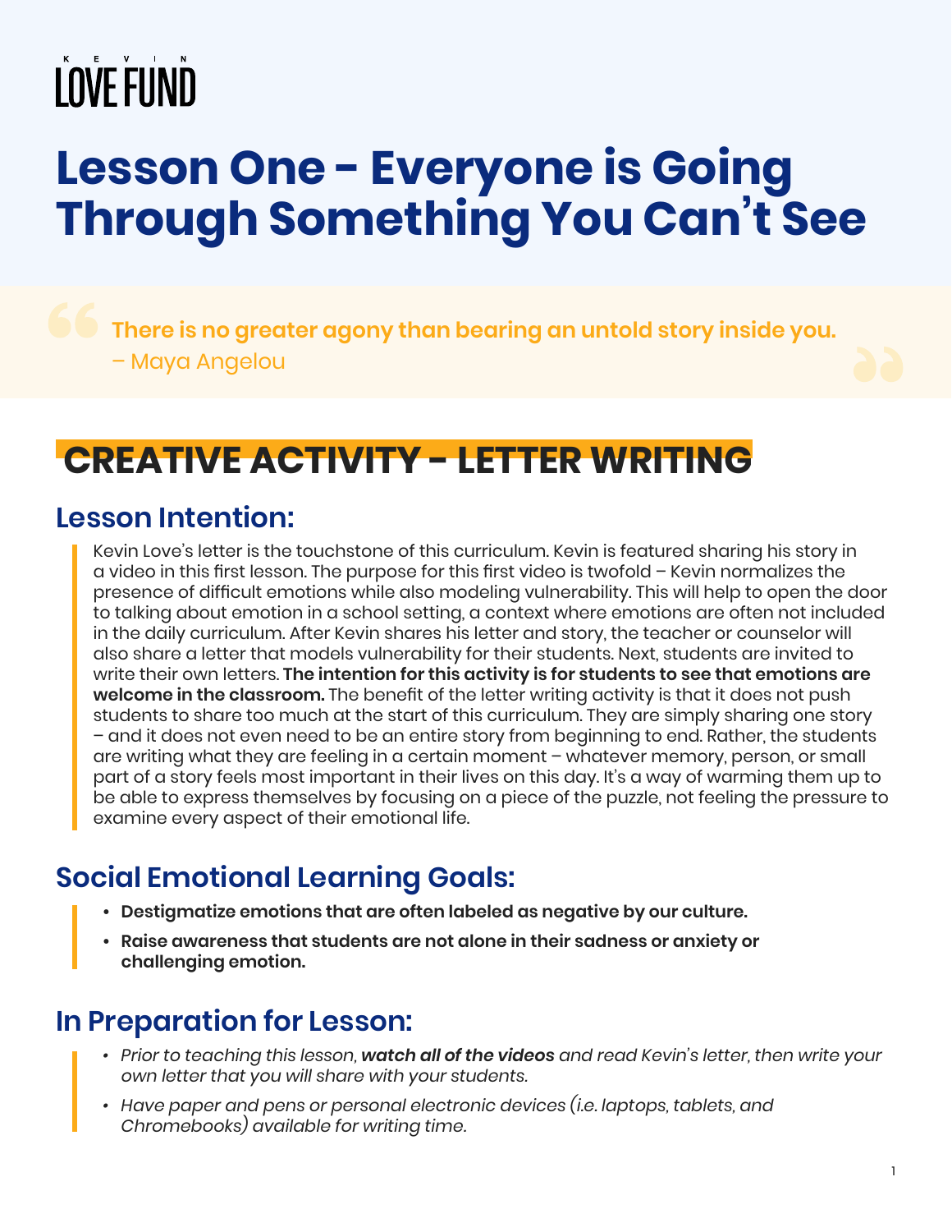KEVIN LOVE FUND

# Lesson One - Everyone is Going Through Something You Can't See

> **There is no greater agony than bearing an untold story inside you.**
> – Maya Angelou

## CREATIVE ACTIVITY - LETTER WRITING

### Lesson Intention:

Kevin Love's letter is the touchstone of this curriculum. Kevin is featured sharing his story in a video in this first lesson. The purpose for this first video is twofold – Kevin normalizes the presence of difficult emotions while also modeling vulnerability. This will help to open the door to talking about emotion in a school setting, a context where emotions are often not included in the daily curriculum. After Kevin shares his letter and story, the teacher or counselor will also share a letter that models vulnerability for their students. Next, students are invited to write their own letters. **The intention for this activity is for students to see that emotions are welcome in the classroom.** The benefit of the letter writing activity is that it does not push students to share too much at the start of this curriculum. They are simply sharing one story – and it does not even need to be an entire story from beginning to end. Rather, the students are writing what they are feeling in a certain moment – whatever memory, person, or small part of a story feels most important in their lives on this day. It's a way of warming them up to be able to express themselves by focusing on a piece of the puzzle, not feeling the pressure to examine every aspect of their emotional life.

### Social Emotional Learning Goals:

- **Destigmatize emotions that are often labeled as negative by our culture.**
- **Raise awareness that students are not alone in their sadness or anxiety or challenging emotion.**

### In Preparation for Lesson:

- *Prior to teaching this lesson,* ***watch all of the videos*** *and read Kevin's letter, then write your own letter that you will share with your students.*
- *Have paper and pens or personal electronic devices (i.e. laptops, tablets, and Chromebooks) available for writing time.*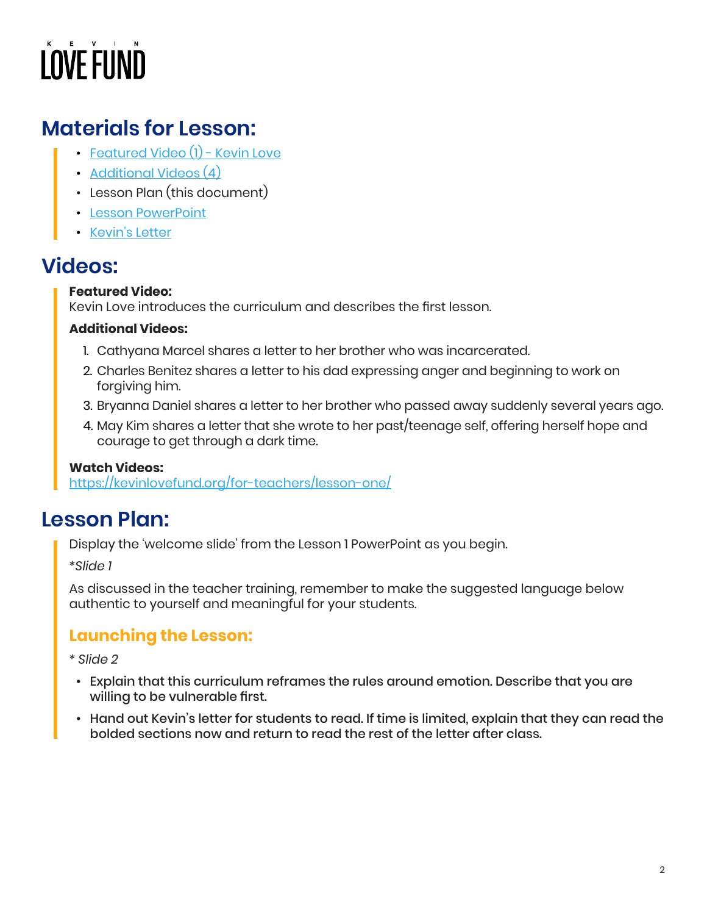KEVIN LOVE FUND

## Materials for Lesson:

- Featured Video (1) - Kevin Love
- Additional Videos (4)
- Lesson Plan (this document)
- Lesson PowerPoint
- Kevin's Letter

## Videos:

**Featured Video:**
Kevin Love introduces the curriculum and describes the first lesson.

**Additional Videos:**

1. Cathyana Marcel shares a letter to her brother who was incarcerated.
2. Charles Benitez shares a letter to his dad expressing anger and beginning to work on forgiving him.
3. Bryanna Daniel shares a letter to her brother who passed away suddenly several years ago.
4. May Kim shares a letter that she wrote to her past/teenage self, offering herself hope and courage to get through a dark time.

**Watch Videos:**
https://kevinlovefund.org/for-teachers/lesson-one/

## Lesson Plan:

Display the 'welcome slide' from the Lesson 1 PowerPoint as you begin.

*\*Slide 1*

As discussed in the teacher training, remember to make the suggested language below authentic to yourself and meaningful for your students.

### Launching the Lesson:

*\* Slide 2*

- **Explain that this curriculum reframes the rules around emotion. Describe that you are willing to be vulnerable first.**
- **Hand out Kevin's letter for students to read. If time is limited, explain that they can read the bolded sections now and return to read the rest of the letter after class.**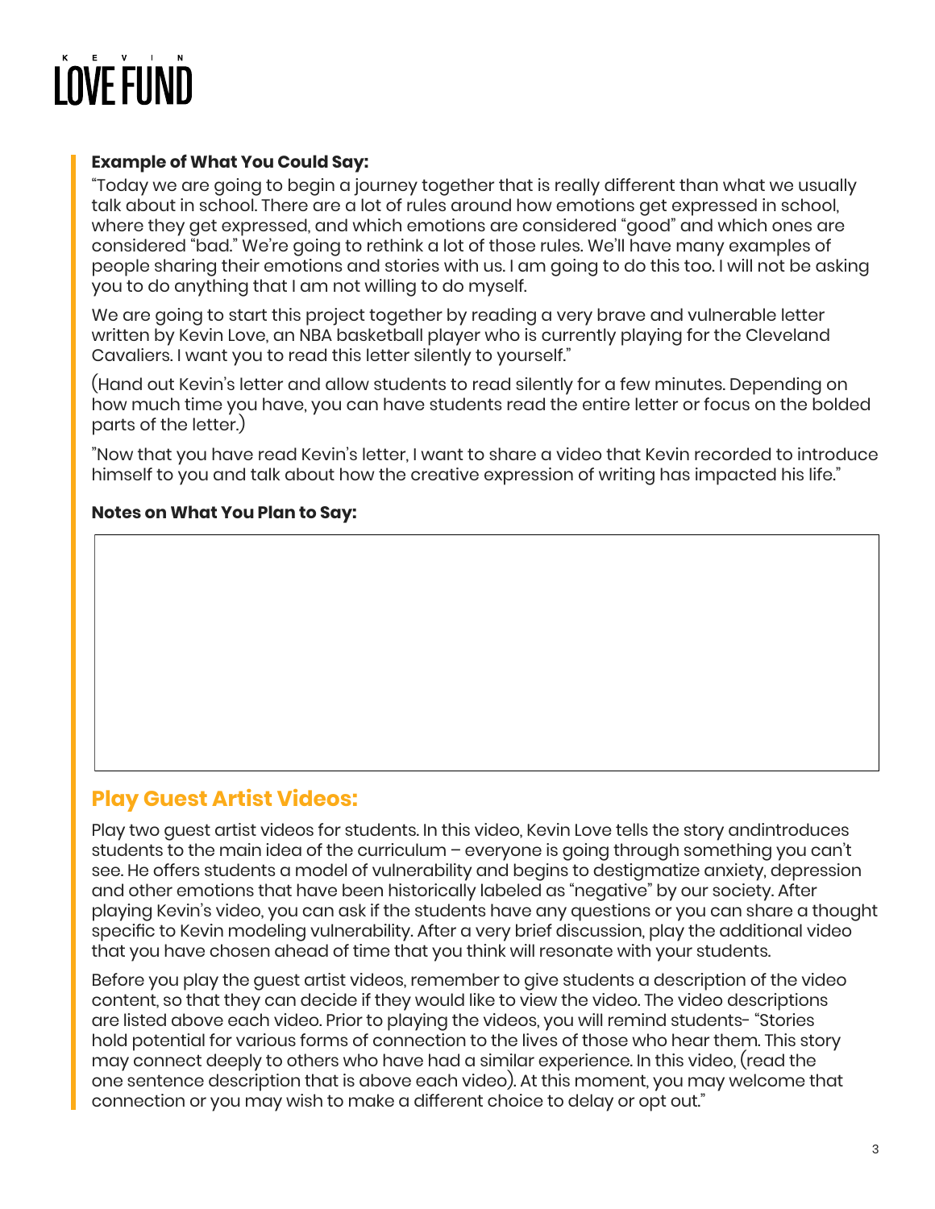**Example of What You Could Say:**

"Today we are going to begin a journey together that is really different than what we usually talk about in school. There are a lot of rules around how emotions get expressed in school, where they get expressed, and which emotions are considered "good" and which ones are considered "bad." We're going to rethink a lot of those rules. We'll have many examples of people sharing their emotions and stories with us. I am going to do this too. I will not be asking you to do anything that I am not willing to do myself.

We are going to start this project together by reading a very brave and vulnerable letter written by Kevin Love, an NBA basketball player who is currently playing for the Cleveland Cavaliers. I want you to read this letter silently to yourself."

(Hand out Kevin's letter and allow students to read silently for a few minutes. Depending on how much time you have, you can have students read the entire letter or focus on the bolded parts of the letter.)

"Now that you have read Kevin's letter, I want to share a video that Kevin recorded to introduce himself to you and talk about how the creative expression of writing has impacted his life."

**Notes on What You Plan to Say:**

## Play Guest Artist Videos:

Play two guest artist videos for students. In this video, Kevin Love tells the story andintroduces students to the main idea of the curriculum – everyone is going through something you can't see. He offers students a model of vulnerability and begins to destigmatize anxiety, depression and other emotions that have been historically labeled as "negative" by our society. After playing Kevin's video, you can ask if the students have any questions or you can share a thought specific to Kevin modeling vulnerability. After a very brief discussion, play the additional video that you have chosen ahead of time that you think will resonate with your students.

Before you play the guest artist videos, remember to give students a description of the video content, so that they can decide if they would like to view the video. The video descriptions are listed above each video. Prior to playing the videos, you will remind students- "Stories hold potential for various forms of connection to the lives of those who hear them. This story may connect deeply to others who have had a similar experience. In this video, (read the one sentence description that is above each video). At this moment, you may welcome that connection or you may wish to make a different choice to delay or opt out."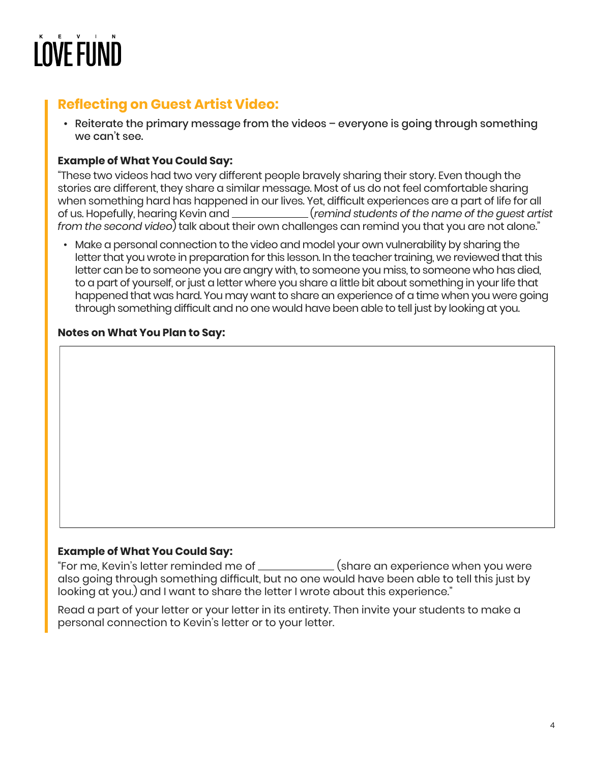## Reflecting on Guest Artist Video:

- Reiterate the primary message from the videos – everyone is going through something we can't see.

**Example of What You Could Say:**

"These two videos had two very different people bravely sharing their story. Even though the stories are different, they share a similar message. Most of us do not feel comfortable sharing when something hard has happened in our lives. Yet, difficult experiences are a part of life for all of us. Hopefully, hearing Kevin and _____________ (*remind students of the name of the guest artist from the second video*) talk about their own challenges can remind you that you are not alone."

- Make a personal connection to the video and model your own vulnerability by sharing the letter that you wrote in preparation for this lesson. In the teacher training, we reviewed that this letter can be to someone you are angry with, to someone you miss, to someone who has died, to a part of yourself, or just a letter where you share a little bit about something in your life that happened that was hard. You may want to share an experience of a time when you were going through something difficult and no one would have been able to tell just by looking at you.

**Notes on What You Plan to Say:**

| |
|---|
| |

**Example of What You Could Say:**

"For me, Kevin's letter reminded me of _____________ (share an experience when you were also going through something difficult, but no one would have been able to tell this just by looking at you.) and I want to share the letter I wrote about this experience."

Read a part of your letter or your letter in its entirety. Then invite your students to make a personal connection to Kevin's letter or to your letter.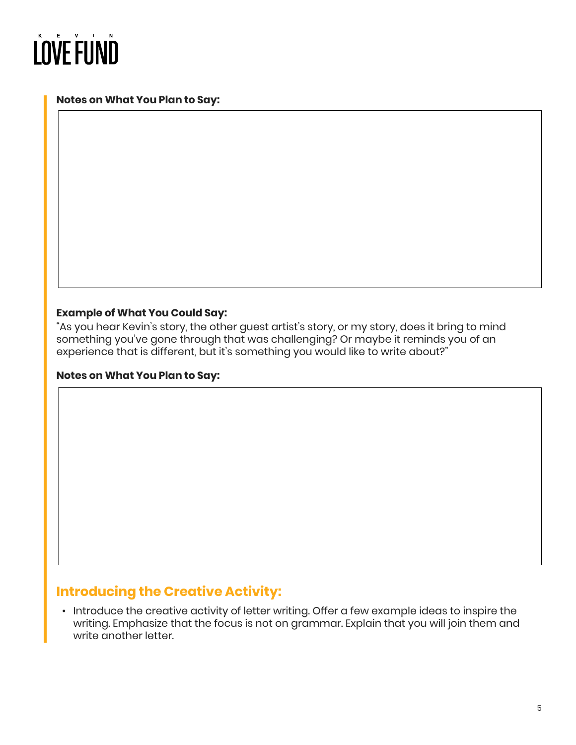**Notes on What You Plan to Say:**

**Example of What You Could Say:**
"As you hear Kevin's story, the other guest artist's story, or my story, does it bring to mind something you've gone through that was challenging? Or maybe it reminds you of an experience that is different, but it's something you would like to write about?"

**Notes on What You Plan to Say:**

## Introducing the Creative Activity:

- Introduce the creative activity of letter writing. Offer a few example ideas to inspire the writing. Emphasize that the focus is not on grammar. Explain that you will join them and write another letter.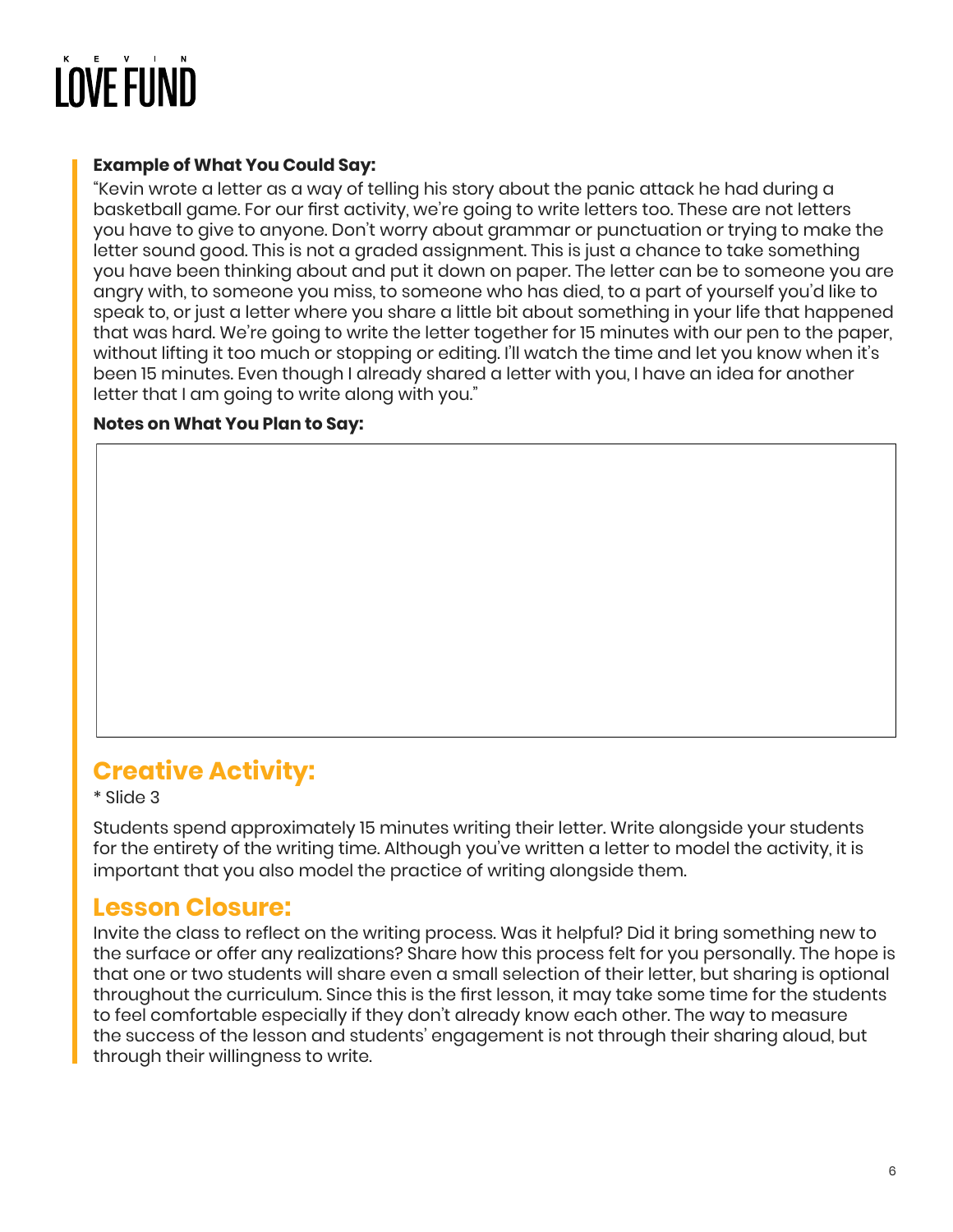**Example of What You Could Say:**

"Kevin wrote a letter as a way of telling his story about the panic attack he had during a basketball game. For our first activity, we're going to write letters too. These are not letters you have to give to anyone. Don't worry about grammar or punctuation or trying to make the letter sound good. This is not a graded assignment. This is just a chance to take something you have been thinking about and put it down on paper. The letter can be to someone you are angry with, to someone you miss, to someone who has died, to a part of yourself you'd like to speak to, or just a letter where you share a little bit about something in your life that happened that was hard. We're going to write the letter together for 15 minutes with our pen to the paper, without lifting it too much or stopping or editing. I'll watch the time and let you know when it's been 15 minutes. Even though I already shared a letter with you, I have an idea for another letter that I am going to write along with you."

**Notes on What You Plan to Say:**

## Creative Activity:

* Slide 3

Students spend approximately 15 minutes writing their letter. Write alongside your students for the entirety of the writing time. Although you've written a letter to model the activity, it is important that you also model the practice of writing alongside them.

## Lesson Closure:

Invite the class to reflect on the writing process. Was it helpful? Did it bring something new to the surface or offer any realizations? Share how this process felt for you personally. The hope is that one or two students will share even a small selection of their letter, but sharing is optional throughout the curriculum. Since this is the first lesson, it may take some time for the students to feel comfortable especially if they don't already know each other. The way to measure the success of the lesson and students' engagement is not through their sharing aloud, but through their willingness to write.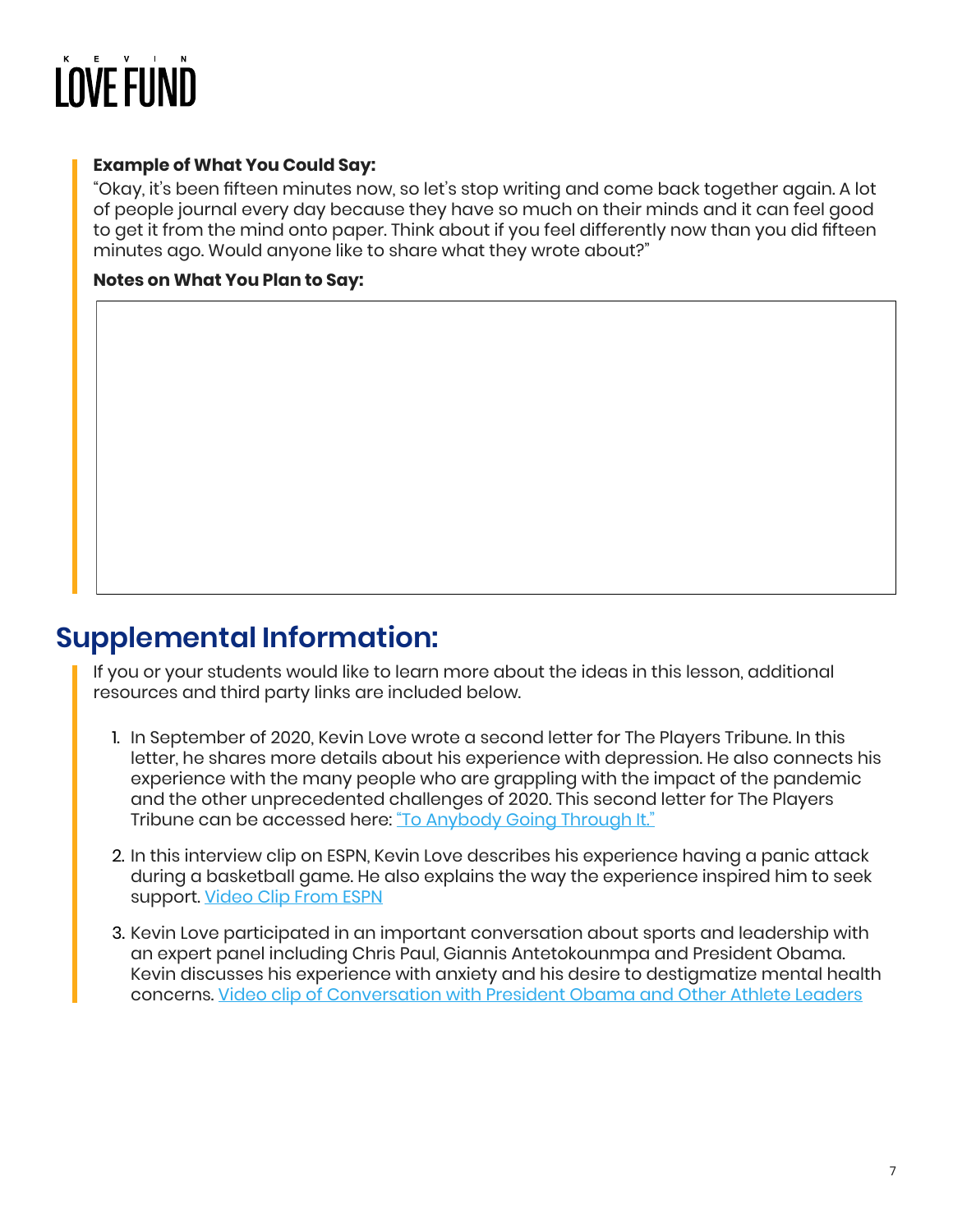**Example of What You Could Say:**

"Okay, it's been fifteen minutes now, so let's stop writing and come back together again. A lot of people journal every day because they have so much on their minds and it can feel good to get it from the mind onto paper. Think about if you feel differently now than you did fifteen minutes ago. Would anyone like to share what they wrote about?"

**Notes on What You Plan to Say:**

## Supplemental Information:

If you or your students would like to learn more about the ideas in this lesson, additional resources and third party links are included below.

1. In September of 2020, Kevin Love wrote a second letter for The Players Tribune. In this letter, he shares more details about his experience with depression. He also connects his experience with the many people who are grappling with the impact of the pandemic and the other unprecedented challenges of 2020. This second letter for The Players Tribune can be accessed here: "To Anybody Going Through It."

2. In this interview clip on ESPN, Kevin Love describes his experience having a panic attack during a basketball game. He also explains the way the experience inspired him to seek support. Video Clip From ESPN

3. Kevin Love participated in an important conversation about sports and leadership with an expert panel including Chris Paul, Giannis Antetokounmpa and President Obama. Kevin discusses his experience with anxiety and his desire to destigmatize mental health concerns. Video clip of Conversation with President Obama and Other Athlete Leaders